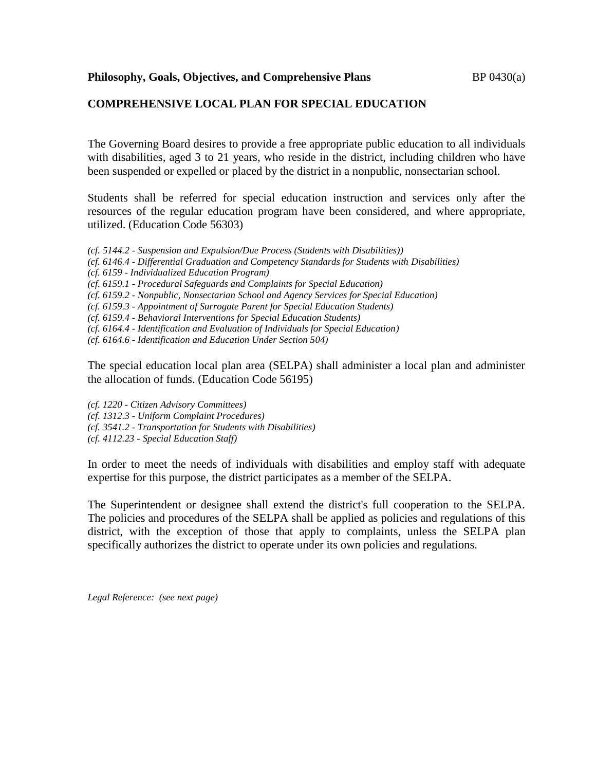**Philosophy, Goals, Objectives, and Comprehensive Plans** BP 0430(a)

## COMPREHENSIVE LOCAL PLAN FOR SPECIAL EDUCATION

The Governing Board desires to provide a free appropriate public education to all individuals with disabilities, aged 3 to 21 years, who reside in the district, including children who have been suspended or expelled or placed by the district in a nonpublic, nonsectarian school.

Students shall be referred for special education instruction and services only after the resources of the regular education program have been considered, and where appropriate, utilized. (Education Code 56303)

*(cf. 5144.2 - Suspension and Expulsion/Due Process (Students with Disabilities))*
*(cf. 6146.4 - Differential Graduation and Competency Standards for Students with Disabilities)*
*(cf. 6159 - Individualized Education Program)*
*(cf. 6159.1 - Procedural Safeguards and Complaints for Special Education)*
*(cf. 6159.2 - Nonpublic, Nonsectarian School and Agency Services for Special Education)*
*(cf. 6159.3 - Appointment of Surrogate Parent for Special Education Students)*
*(cf. 6159.4 - Behavioral Interventions for Special Education Students)*
*(cf. 6164.4 - Identification and Evaluation of Individuals for Special Education)*
*(cf. 6164.6 - Identification and Education Under Section 504)*

The special education local plan area (SELPA) shall administer a local plan and administer the allocation of funds. (Education Code 56195)

*(cf. 1220 - Citizen Advisory Committees)*
*(cf. 1312.3 - Uniform Complaint Procedures)*
*(cf. 3541.2 - Transportation for Students with Disabilities)*
*(cf. 4112.23 - Special Education Staff)*

In order to meet the needs of individuals with disabilities and employ staff with adequate expertise for this purpose, the district participates as a member of the SELPA.

The Superintendent or designee shall extend the district's full cooperation to the SELPA. The policies and procedures of the SELPA shall be applied as policies and regulations of this district, with the exception of those that apply to complaints, unless the SELPA plan specifically authorizes the district to operate under its own policies and regulations.

*Legal Reference: (see next page)*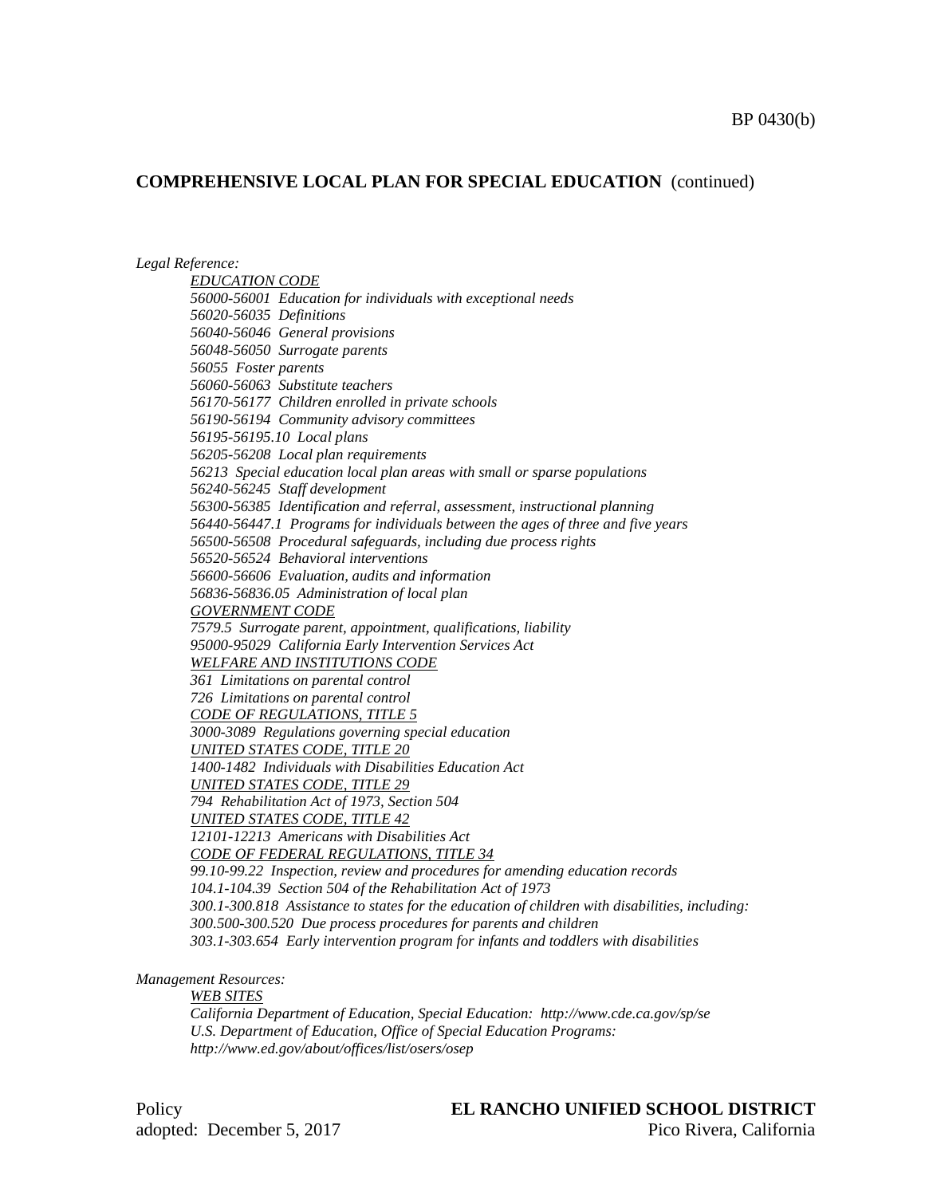## COMPREHENSIVE LOCAL PLAN FOR SPECIAL EDUCATION (continued)

*Legal Reference:*

*EDUCATION CODE*
*56000-56001 Education for individuals with exceptional needs*
*56020-56035 Definitions*
*56040-56046 General provisions*
*56048-56050 Surrogate parents*
*56055 Foster parents*
*56060-56063 Substitute teachers*
*56170-56177 Children enrolled in private schools*
*56190-56194 Community advisory committees*
*56195-56195.10 Local plans*
*56205-56208 Local plan requirements*
*56213 Special education local plan areas with small or sparse populations*
*56240-56245 Staff development*
*56300-56385 Identification and referral, assessment, instructional planning*
*56440-56447.1 Programs for individuals between the ages of three and five years*
*56500-56508 Procedural safeguards, including due process rights*
*56520-56524 Behavioral interventions*
*56600-56606 Evaluation, audits and information*
*56836-56836.05 Administration of local plan*
*GOVERNMENT CODE*
*7579.5 Surrogate parent, appointment, qualifications, liability*
*95000-95029 California Early Intervention Services Act*
*WELFARE AND INSTITUTIONS CODE*
*361 Limitations on parental control*
*726 Limitations on parental control*
*CODE OF REGULATIONS, TITLE 5*
*3000-3089 Regulations governing special education*
*UNITED STATES CODE, TITLE 20*
*1400-1482 Individuals with Disabilities Education Act*
*UNITED STATES CODE, TITLE 29*
*794 Rehabilitation Act of 1973, Section 504*
*UNITED STATES CODE, TITLE 42*
*12101-12213 Americans with Disabilities Act*
*CODE OF FEDERAL REGULATIONS, TITLE 34*
*99.10-99.22 Inspection, review and procedures for amending education records*
*104.1-104.39 Section 504 of the Rehabilitation Act of 1973*
*300.1-300.818 Assistance to states for the education of children with disabilities, including:*
*300.500-300.520 Due process procedures for parents and children*
*303.1-303.654 Early intervention program for infants and toddlers with disabilities*

*Management Resources:*

*WEB SITES*
*California Department of Education, Special Education: http://www.cde.ca.gov/sp/se*
*U.S. Department of Education, Office of Special Education Programs: http://www.ed.gov/about/offices/list/osers/osep*

Policy adopted: December 5, 2017

**EL RANCHO UNIFIED SCHOOL DISTRICT**
Pico Rivera, California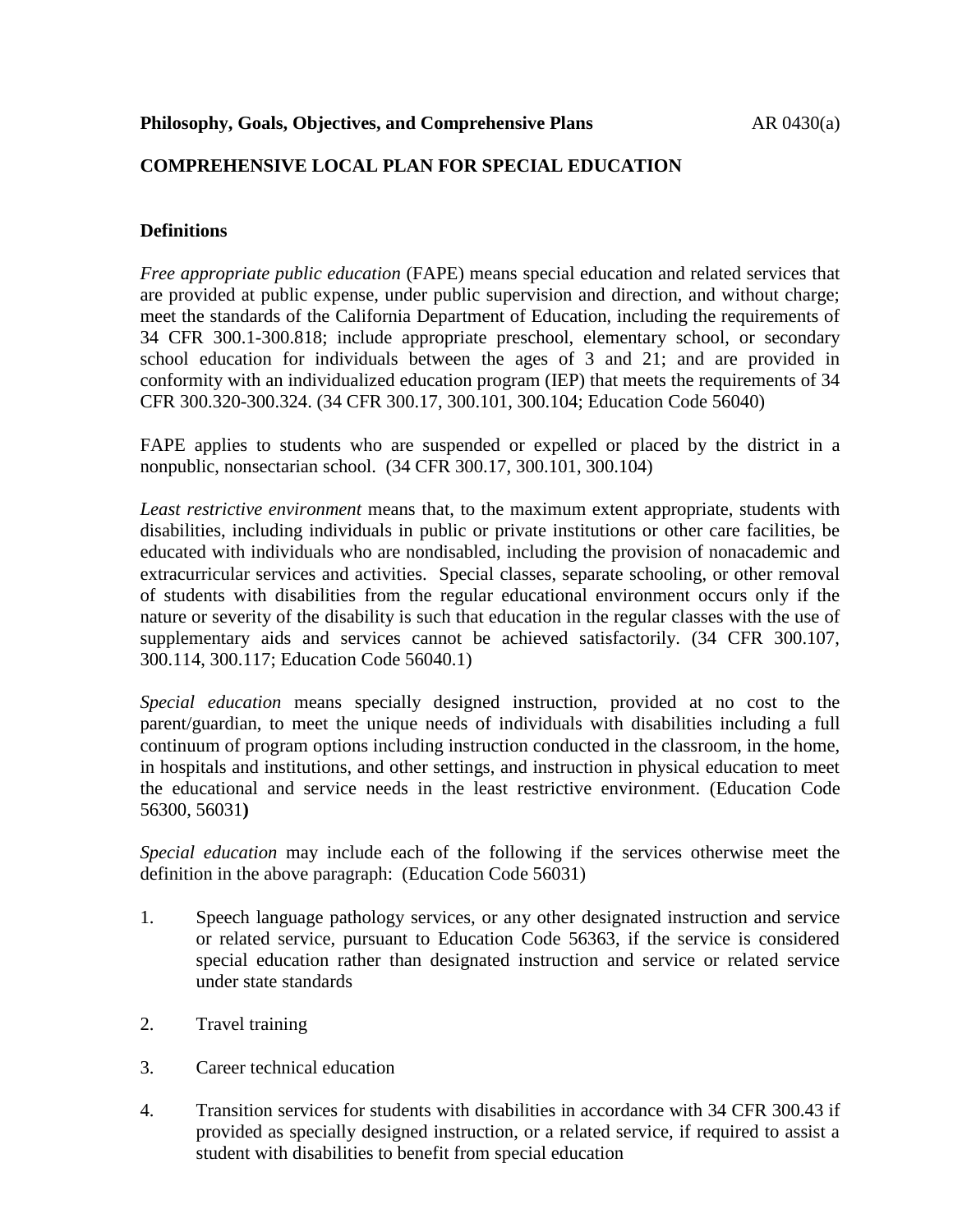**Philosophy, Goals, Objectives, and Comprehensive Plans** AR 0430(a)

**COMPREHENSIVE LOCAL PLAN FOR SPECIAL EDUCATION**

**Definitions**

*Free appropriate public education* (FAPE) means special education and related services that are provided at public expense, under public supervision and direction, and without charge; meet the standards of the California Department of Education, including the requirements of 34 CFR 300.1-300.818; include appropriate preschool, elementary school, or secondary school education for individuals between the ages of 3 and 21; and are provided in conformity with an individualized education program (IEP) that meets the requirements of 34 CFR 300.320-300.324. (34 CFR 300.17, 300.101, 300.104; Education Code 56040)

FAPE applies to students who are suspended or expelled or placed by the district in a nonpublic, nonsectarian school. (34 CFR 300.17, 300.101, 300.104)

*Least restrictive environment* means that, to the maximum extent appropriate, students with disabilities, including individuals in public or private institutions or other care facilities, be educated with individuals who are nondisabled, including the provision of nonacademic and extracurricular services and activities. Special classes, separate schooling, or other removal of students with disabilities from the regular educational environment occurs only if the nature or severity of the disability is such that education in the regular classes with the use of supplementary aids and services cannot be achieved satisfactorily. (34 CFR 300.107, 300.114, 300.117; Education Code 56040.1)

*Special education* means specially designed instruction, provided at no cost to the parent/guardian, to meet the unique needs of individuals with disabilities including a full continuum of program options including instruction conducted in the classroom, in the home, in hospitals and institutions, and other settings, and instruction in physical education to meet the educational and service needs in the least restrictive environment. (Education Code 56300, 56031**)**

*Special education* may include each of the following if the services otherwise meet the definition in the above paragraph: (Education Code 56031)

1. Speech language pathology services, or any other designated instruction and service or related service, pursuant to Education Code 56363, if the service is considered special education rather than designated instruction and service or related service under state standards

2. Travel training

3. Career technical education

4. Transition services for students with disabilities in accordance with 34 CFR 300.43 if provided as specially designed instruction, or a related service, if required to assist a student with disabilities to benefit from special education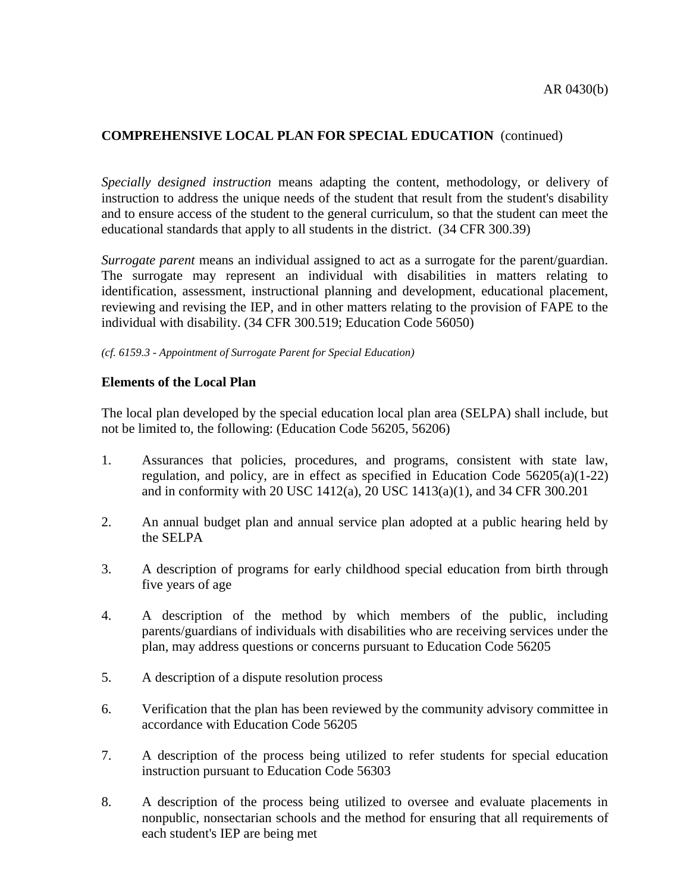## COMPREHENSIVE LOCAL PLAN FOR SPECIAL EDUCATION (continued)

*Specially designed instruction* means adapting the content, methodology, or delivery of instruction to address the unique needs of the student that result from the student's disability and to ensure access of the student to the general curriculum, so that the student can meet the educational standards that apply to all students in the district. (34 CFR 300.39)

*Surrogate parent* means an individual assigned to act as a surrogate for the parent/guardian. The surrogate may represent an individual with disabilities in matters relating to identification, assessment, instructional planning and development, educational placement, reviewing and revising the IEP, and in other matters relating to the provision of FAPE to the individual with disability. (34 CFR 300.519; Education Code 56050)

*(cf. 6159.3 - Appointment of Surrogate Parent for Special Education)*

**Elements of the Local Plan**

The local plan developed by the special education local plan area (SELPA) shall include, but not be limited to, the following: (Education Code 56205, 56206)

1. Assurances that policies, procedures, and programs, consistent with state law, regulation, and policy, are in effect as specified in Education Code 56205(a)(1-22) and in conformity with 20 USC 1412(a), 20 USC 1413(a)(1), and 34 CFR 300.201

2. An annual budget plan and annual service plan adopted at a public hearing held by the SELPA

3. A description of programs for early childhood special education from birth through five years of age

4. A description of the method by which members of the public, including parents/guardians of individuals with disabilities who are receiving services under the plan, may address questions or concerns pursuant to Education Code 56205

5. A description of a dispute resolution process

6. Verification that the plan has been reviewed by the community advisory committee in accordance with Education Code 56205

7. A description of the process being utilized to refer students for special education instruction pursuant to Education Code 56303

8. A description of the process being utilized to oversee and evaluate placements in nonpublic, nonsectarian schools and the method for ensuring that all requirements of each student's IEP are being met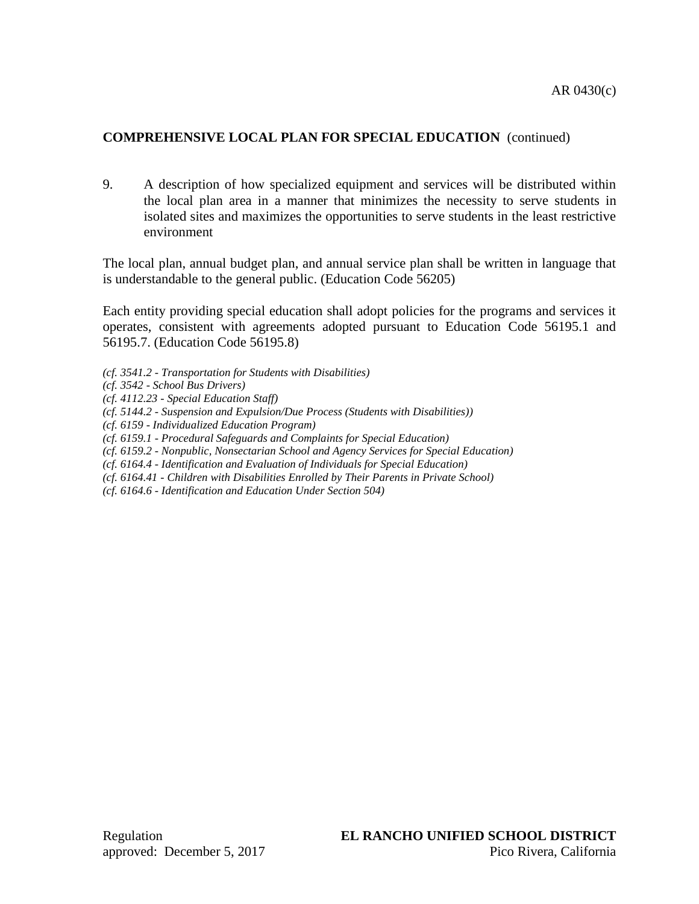**COMPREHENSIVE LOCAL PLAN FOR SPECIAL EDUCATION** (continued)

9. A description of how specialized equipment and services will be distributed within the local plan area in a manner that minimizes the necessity to serve students in isolated sites and maximizes the opportunities to serve students in the least restrictive environment

The local plan, annual budget plan, and annual service plan shall be written in language that is understandable to the general public. (Education Code 56205)

Each entity providing special education shall adopt policies for the programs and services it operates, consistent with agreements adopted pursuant to Education Code 56195.1 and 56195.7. (Education Code 56195.8)

*(cf. 3541.2 - Transportation for Students with Disabilities)*
*(cf. 3542 - School Bus Drivers)*
*(cf. 4112.23 - Special Education Staff)*
*(cf. 5144.2 - Suspension and Expulsion/Due Process (Students with Disabilities))*
*(cf. 6159 - Individualized Education Program)*
*(cf. 6159.1 - Procedural Safeguards and Complaints for Special Education)*
*(cf. 6159.2 - Nonpublic, Nonsectarian School and Agency Services for Special Education)*
*(cf. 6164.4 - Identification and Evaluation of Individuals for Special Education)*
*(cf. 6164.41 - Children with Disabilities Enrolled by Their Parents in Private School)*
*(cf. 6164.6 - Identification and Education Under Section 504)*

Regulation
approved: December 5, 2017

**EL RANCHO UNIFIED SCHOOL DISTRICT**
Pico Rivera, California